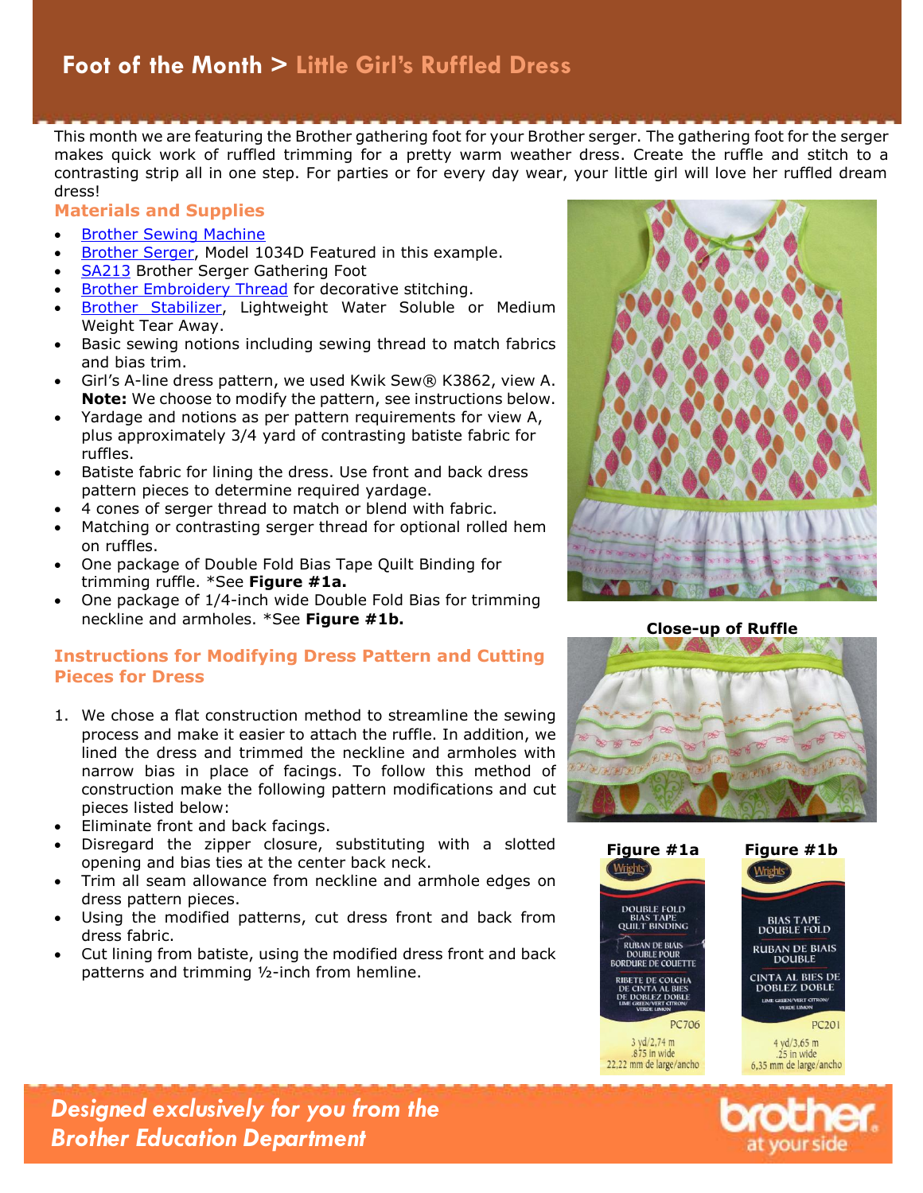# Foot of the Month > Little Girl's Ruffled Dress

This month we are featuring the Brother gathering foot for your Brother serger. The gathering foot for the serger makes quick work of ruffled trimming for a pretty warm weather dress. Create the ruffle and stitch to a contrasting strip all in one step. For parties or for every day wear, your little girl will love her ruffled dream dress!

## Materials and Supplies

- Brother Sewing Machine
- Brother Serger, Model 1034D Featured in this example.
- SA213 Brother Serger Gathering Foot
- Brother Embroidery Thread for decorative stitching.
- Brother Stabilizer, Lightweight Water Soluble or Medium Weight Tear Away.
- Basic sewing notions including sewing thread to match fabrics and bias trim.
- Girl's A-line dress pattern, we used Kwik Sew® K3862, view A. **Note:** We choose to modify the pattern, see instructions below.
- Yardage and notions as per pattern requirements for view A, plus approximately 3/4 yard of contrasting batiste fabric for ruffles.
- Batiste fabric for lining the dress. Use front and back dress pattern pieces to determine required yardage.
- 4 cones of serger thread to match or blend with fabric.
- Matching or contrasting serger thread for optional rolled hem on ruffles.
- One package of Double Fold Bias Tape Quilt Binding for trimming ruffle. *See **Figure #1a.**
- One package of 1/4-inch wide Double Fold Bias for trimming neckline and armholes. *See **Figure #1b.**

**Close-up of Ruffle**

**Figure #1a**

**Figure #1b**

## Instructions for Modifying Dress Pattern and Cutting Pieces for Dress

1. We chose a flat construction method to streamline the sewing process and make it easier to attach the ruffle. In addition, we lined the dress and trimmed the neckline and armholes with narrow bias in place of facings. To follow this method of construction make the following pattern modifications and cut pieces listed below:

- Eliminate front and back facings.
- Disregard the zipper closure, substituting with a slotted opening and bias ties at the center back neck.
- Trim all seam allowance from neckline and armhole edges on dress pattern pieces.
- Using the modified patterns, cut dress front and back from dress fabric.
- Cut lining from batiste, using the modified dress front and back patterns and trimming ½-inch from hemline.

*Designed exclusively for you from the Brother Education Department*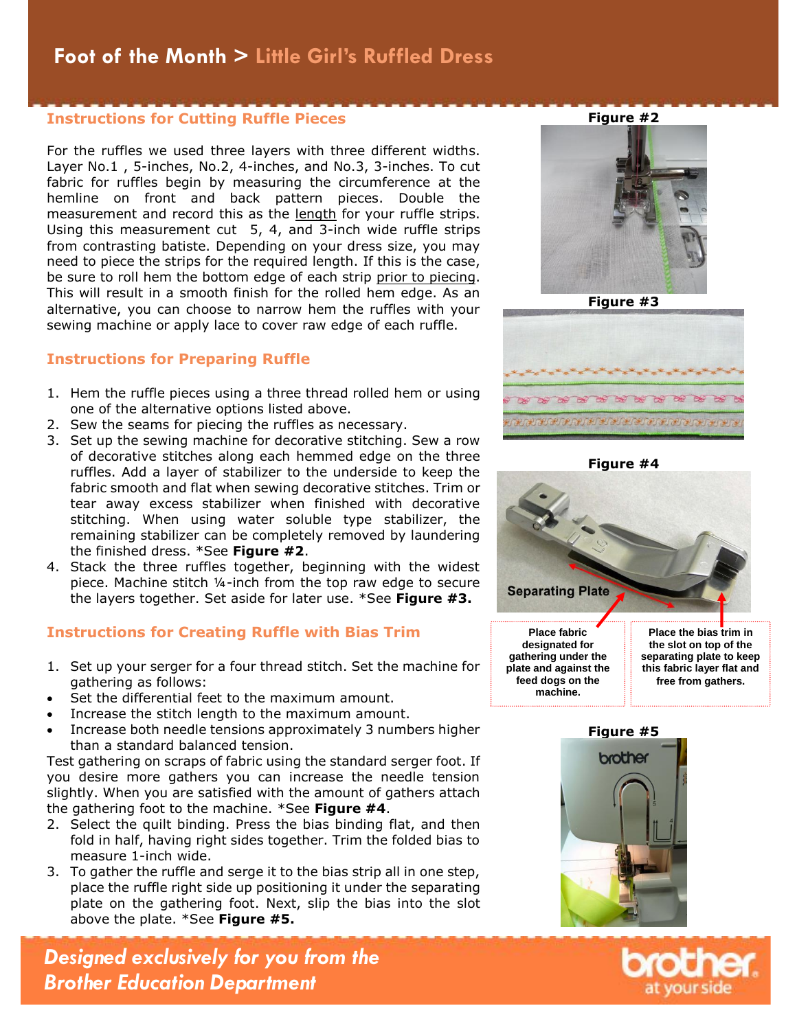## Instructions for Cutting Ruffle Pieces

For the ruffles we used three layers with three different widths. Layer No.1 , 5-inches, No.2, 4-inches, and No.3, 3-inches. To cut fabric for ruffles begin by measuring the circumference at the hemline on front and back pattern pieces. Double the measurement and record this as the length for your ruffle strips. Using this measurement cut 5, 4, and 3-inch wide ruffle strips from contrasting batiste. Depending on your dress size, you may need to piece the strips for the required length. If this is the case, be sure to roll hem the bottom edge of each strip prior to piecing. This will result in a smooth finish for the rolled hem edge. As an alternative, you can choose to narrow hem the ruffles with your sewing machine or apply lace to cover raw edge of each ruffle.

## Instructions for Preparing Ruffle

1. Hem the ruffle pieces using a three thread rolled hem or using one of the alternative options listed above.
2. Sew the seams for piecing the ruffles as necessary.
3. Set up the sewing machine for decorative stitching. Sew a row of decorative stitches along each hemmed edge on the three ruffles. Add a layer of stabilizer to the underside to keep the fabric smooth and flat when sewing decorative stitches. Trim or tear away excess stabilizer when finished with decorative stitching. When using water soluble type stabilizer, the remaining stabilizer can be completely removed by laundering the finished dress. *See **Figure #2**.
4. Stack the three ruffles together, beginning with the widest piece. Machine stitch ¼-inch from the top raw edge to secure the layers together. Set aside for later use. *See **Figure #3.**

## Instructions for Creating Ruffle with Bias Trim

1. Set up your serger for a four thread stitch. Set the machine for gathering as follows:
- Set the differential feet to the maximum amount.
- Increase the stitch length to the maximum amount.
- Increase both needle tensions approximately 3 numbers higher than a standard balanced tension.

Test gathering on scraps of fabric using the standard serger foot. If you desire more gathers you can increase the needle tension slightly. When you are satisfied with the amount of gathers attach the gathering foot to the machine. *See **Figure #4**.

2. Select the quilt binding. Press the bias binding flat, and then fold in half, having right sides together. Trim the folded bias to measure 1-inch wide.
3. To gather the ruffle and serge it to the bias strip all in one step, place the ruffle right side up positioning it under the separating plate on the gathering foot. Next, slip the bias into the slot above the plate. *See **Figure #5.**

**Figure #2**

**Figure #3**

**Figure #4**

Separating Plate

Place fabric designated for gathering under the plate and against the feed dogs on the machine.

Place the bias trim in the slot on top of the separating plate to keep this fabric layer flat and free from gathers.

**Figure #5**

*Designed exclusively for you from the Brother Education Department*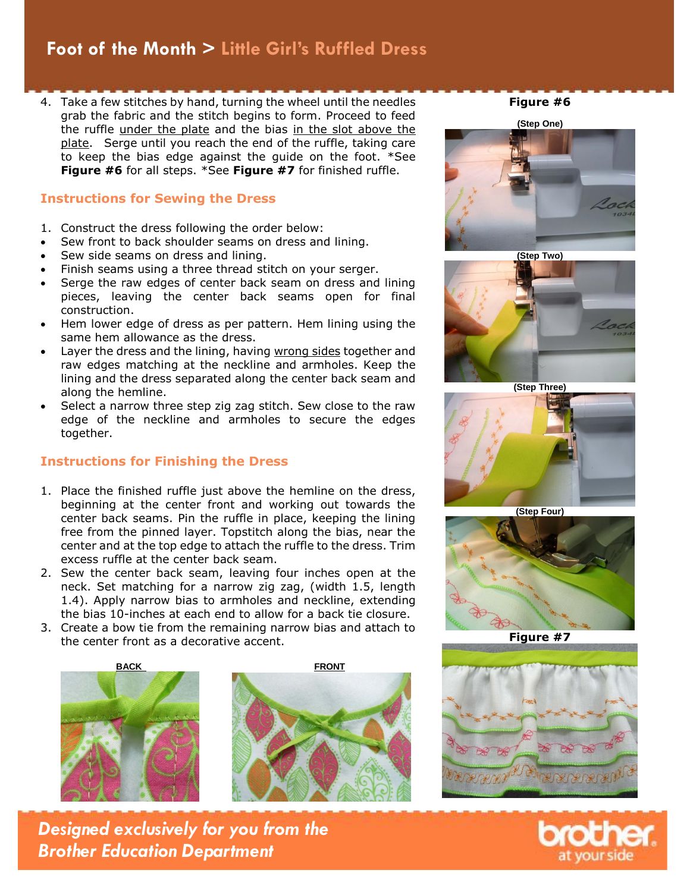4. Take a few stitches by hand, turning the wheel until the needles grab the fabric and the stitch begins to form. Proceed to feed the ruffle under the plate and the bias in the slot above the plate. Serge until you reach the end of the ruffle, taking care to keep the bias edge against the guide on the foot. *See **Figure #6** for all steps. *See **Figure #7** for finished ruffle.

## Instructions for Sewing the Dress

1. Construct the dress following the order below:

- Sew front to back shoulder seams on dress and lining.
- Sew side seams on dress and lining.
- Finish seams using a three thread stitch on your serger.
- Serge the raw edges of center back seam on dress and lining pieces, leaving the center back seams open for final construction.
- Hem lower edge of dress as per pattern. Hem lining using the same hem allowance as the dress.
- Layer the dress and the lining, having wrong sides together and raw edges matching at the neckline and armholes. Keep the lining and the dress separated along the center back seam and along the hemline.
- Select a narrow three step zig zag stitch. Sew close to the raw edge of the neckline and armholes to secure the edges together.

## Instructions for Finishing the Dress

1. Place the finished ruffle just above the hemline on the dress, beginning at the center front and working out towards the center back seams. Pin the ruffle in place, keeping the lining free from the pinned layer. Topstitch along the bias, near the center and at the top edge to attach the ruffle to the dress. Trim excess ruffle at the center back seam.
2. Sew the center back seam, leaving four inches open at the neck. Set matching for a narrow zig zag, (width 1.5, length 1.4). Apply narrow bias to armholes and neckline, extending the bias 10-inches at each end to allow for a back tie closure.
3. Create a bow tie from the remaining narrow bias and attach to the center front as a decorative accent.

BACK

FRONT

**Figure #6**

(Step One)

(Step Two)

(Step Three)

(Step Four)

**Figure #7**

*Designed exclusively for you from the Brother Education Department*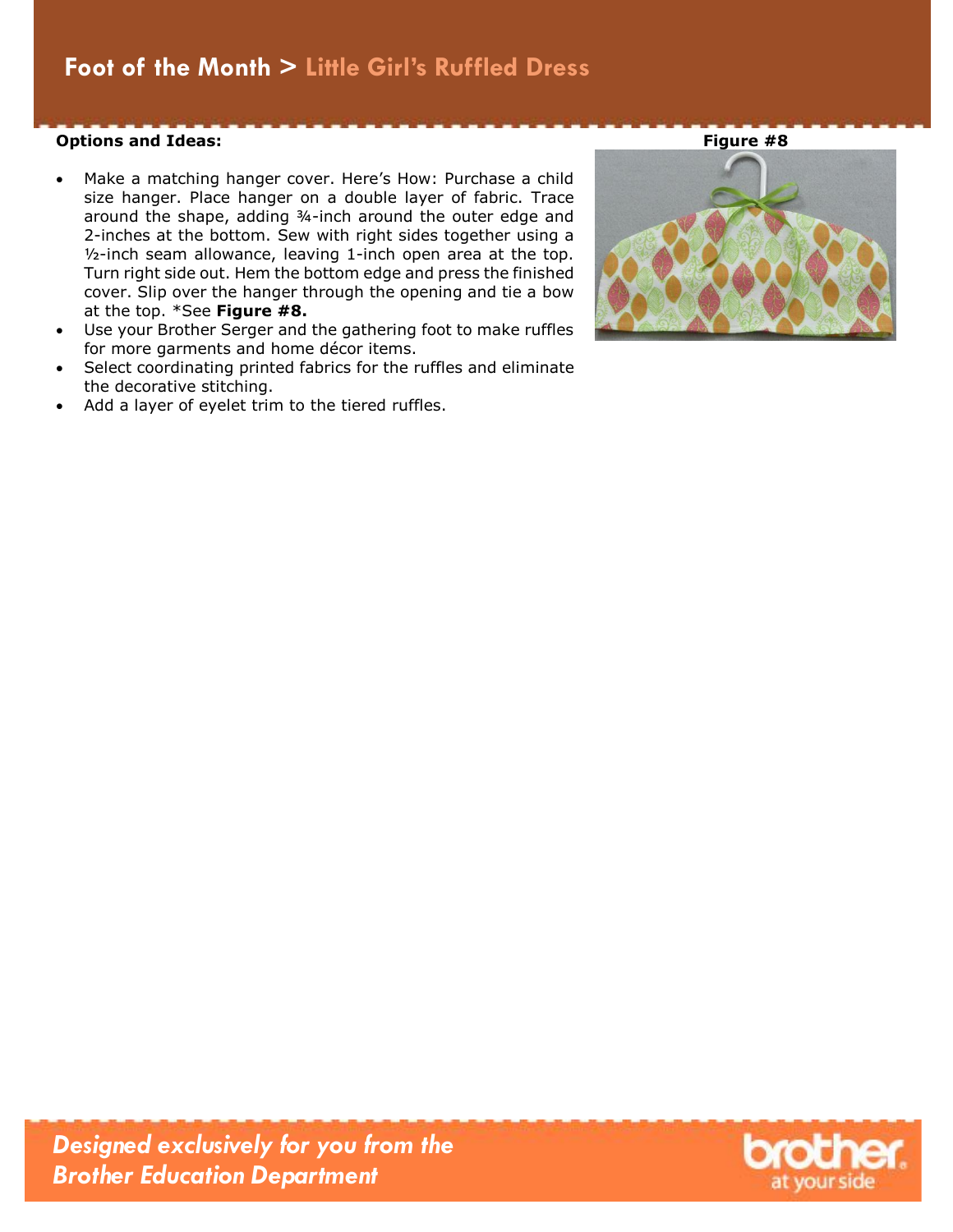**Options and Ideas:**

- Make a matching hanger cover. Here's How: Purchase a child size hanger. Place hanger on a double layer of fabric. Trace around the shape, adding ¾-inch around the outer edge and 2-inches at the bottom. Sew with right sides together using a ½-inch seam allowance, leaving 1-inch open area at the top. Turn right side out. Hem the bottom edge and press the finished cover. Slip over the hanger through the opening and tie a bow at the top. *See **Figure #8.**
- Use your Brother Serger and the gathering foot to make ruffles for more garments and home décor items.
- Select coordinating printed fabrics for the ruffles and eliminate the decorative stitching.
- Add a layer of eyelet trim to the tiered ruffles.

**Figure #8**